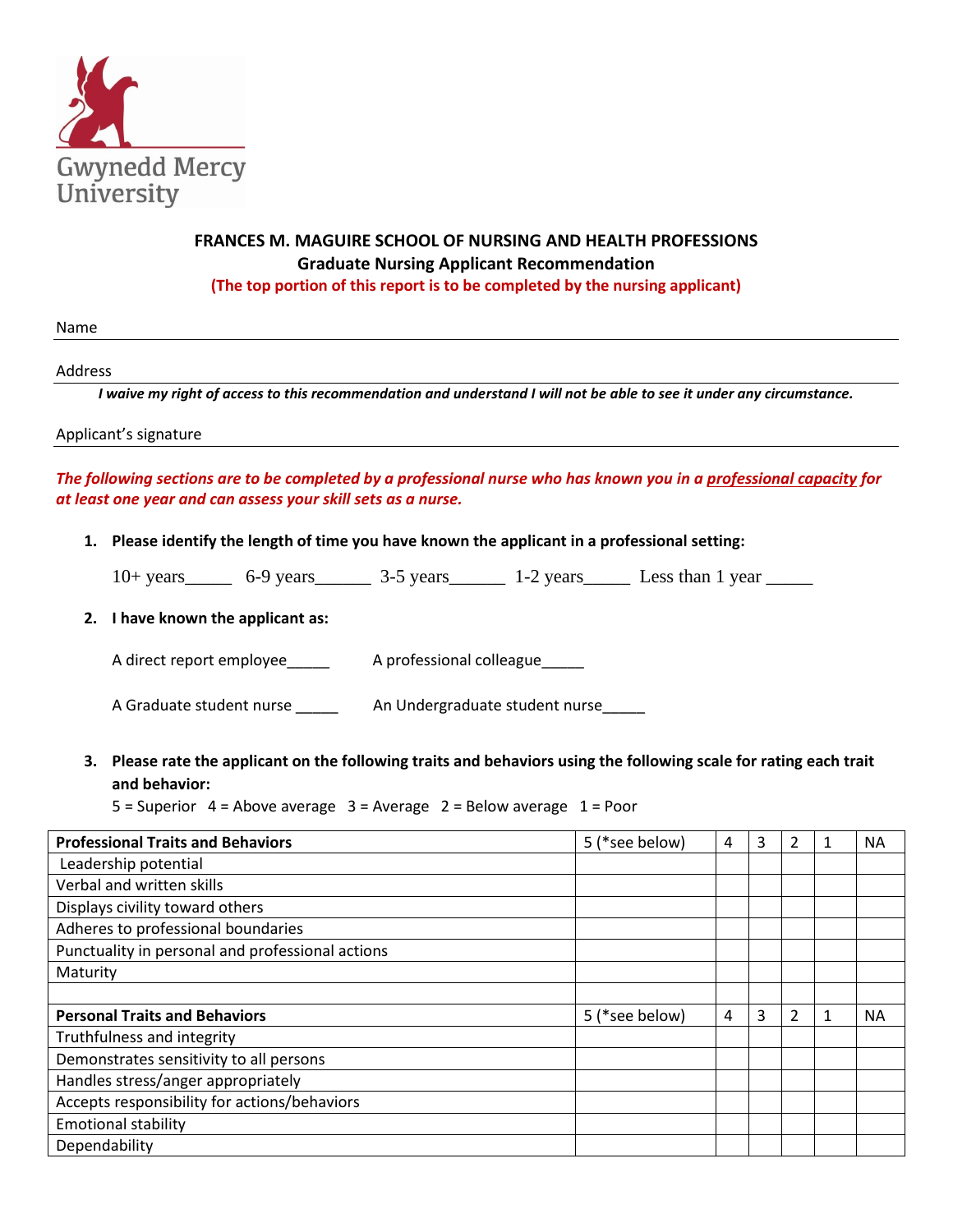Gwynedd Mercy University

## FRANCES M. MAGUIRE SCHOOL OF NURSING AND HEALTH PROFESSIONS

### Graduate Nursing Applicant Recommendation

**(The top portion of this report is to be completed by the nursing applicant)**

Name ______________________________________________

Address ______________________________________________

***I waive my right of access to this recommendation and understand I will not be able to see it under any circumstance.***

Applicant's signature ______________________________________________

***The following sections are to be completed by a professional nurse who has known you in a professional capacity for at least one year and can assess your skill sets as a nurse.***

1. **Please identify the length of time you have known the applicant in a professional setting:**

   10+ years_____ 6-9 years______ 3-5 years______ 1-2 years_____ Less than 1 year _____

2. **I have known the applicant as:**

   A direct report employee_____ A professional colleague_____

   A Graduate student nurse _____ An Undergraduate student nurse_____

3. **Please rate the applicant on the following traits and behaviors using the following scale for rating each trait and behavior:**

   5 = Superior 4 = Above average 3 = Average 2 = Below average 1 = Poor

| **Professional Traits and Behaviors** | 5 (*see below) | 4 | 3 | 2 | 1 | NA |
|---|---|---|---|---|---|---|
| Leadership potential | | | | | | |
| Verbal and written skills | | | | | | |
| Displays civility toward others | | | | | | |
| Adheres to professional boundaries | | | | | | |
| Punctuality in personal and professional actions | | | | | | |
| Maturity | | | | | | |
| | | | | | | |
| **Personal Traits and Behaviors** | 5 (*see below) | 4 | 3 | 2 | 1 | NA |
| Truthfulness and integrity | | | | | | |
| Demonstrates sensitivity to all persons | | | | | | |
| Handles stress/anger appropriately | | | | | | |
| Accepts responsibility for actions/behaviors | | | | | | |
| Emotional stability | | | | | | |
| Dependability | | | | | | |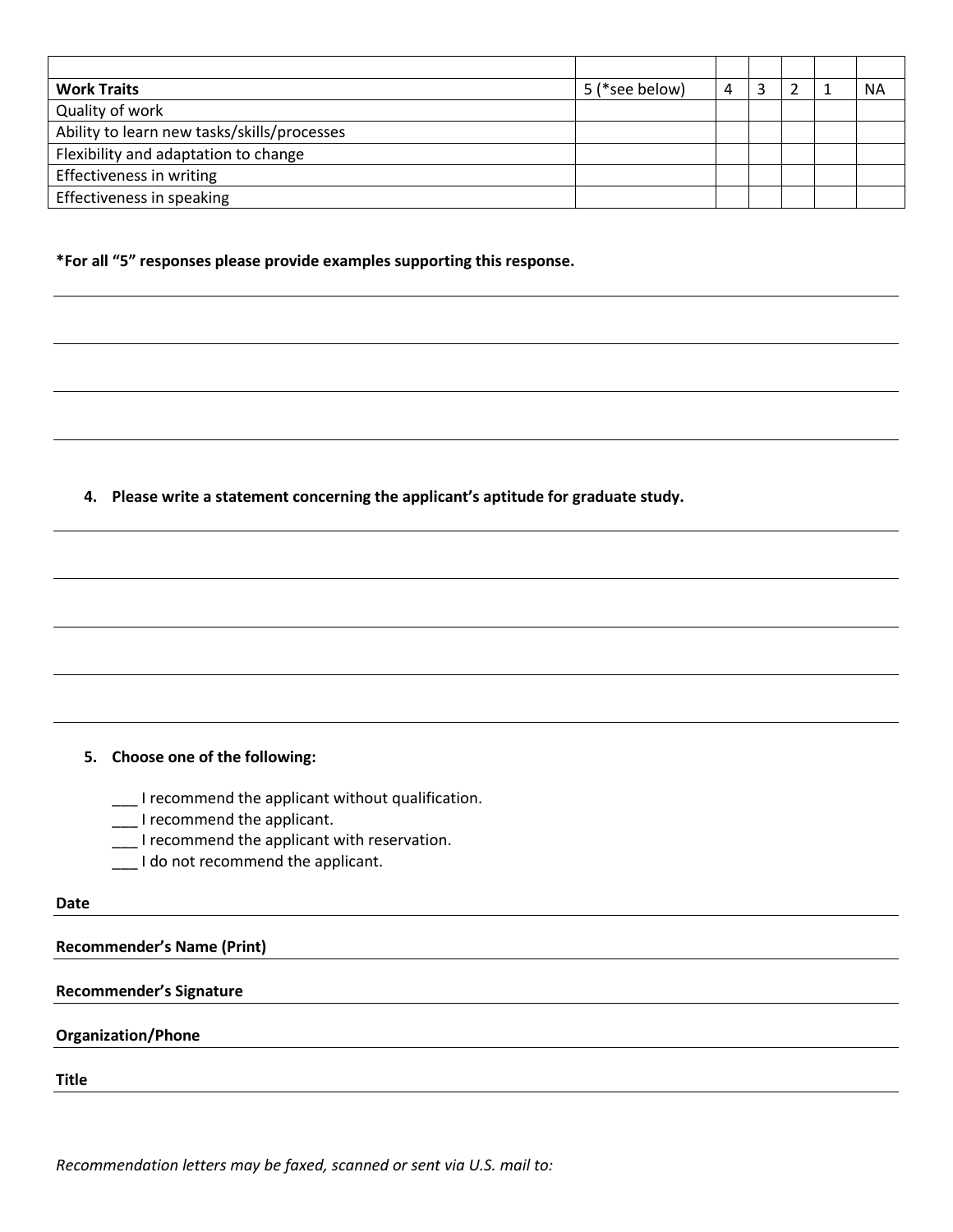| | | | | | | |
|---|---|---|---|---|---|---|
| **Work Traits** | 5 (*see below) | 4 | 3 | 2 | 1 | NA |
| Quality of work | | | | | | |
| Ability to learn new tasks/skills/processes | | | | | | |
| Flexibility and adaptation to change | | | | | | |
| Effectiveness in writing | | | | | | |
| Effectiveness in speaking | | | | | | |

**\*For all "5" responses please provide examples supporting this response.**

---

---

---

---

4. **Please write a statement concerning the applicant's aptitude for graduate study.**

---

---

---

---

---

5. **Choose one of the following:**

   ___ I recommend the applicant without qualification.
   ___ I recommend the applicant.
   ___ I recommend the applicant with reservation.
   ___ I do not recommend the applicant.

**Date** ______________________________

**Recommender's Name (Print)** ______________________________

**Recommender's Signature** ______________________________

**Organization/Phone** ______________________________

**Title** ______________________________

*Recommendation letters may be faxed, scanned or sent via U.S. mail to:*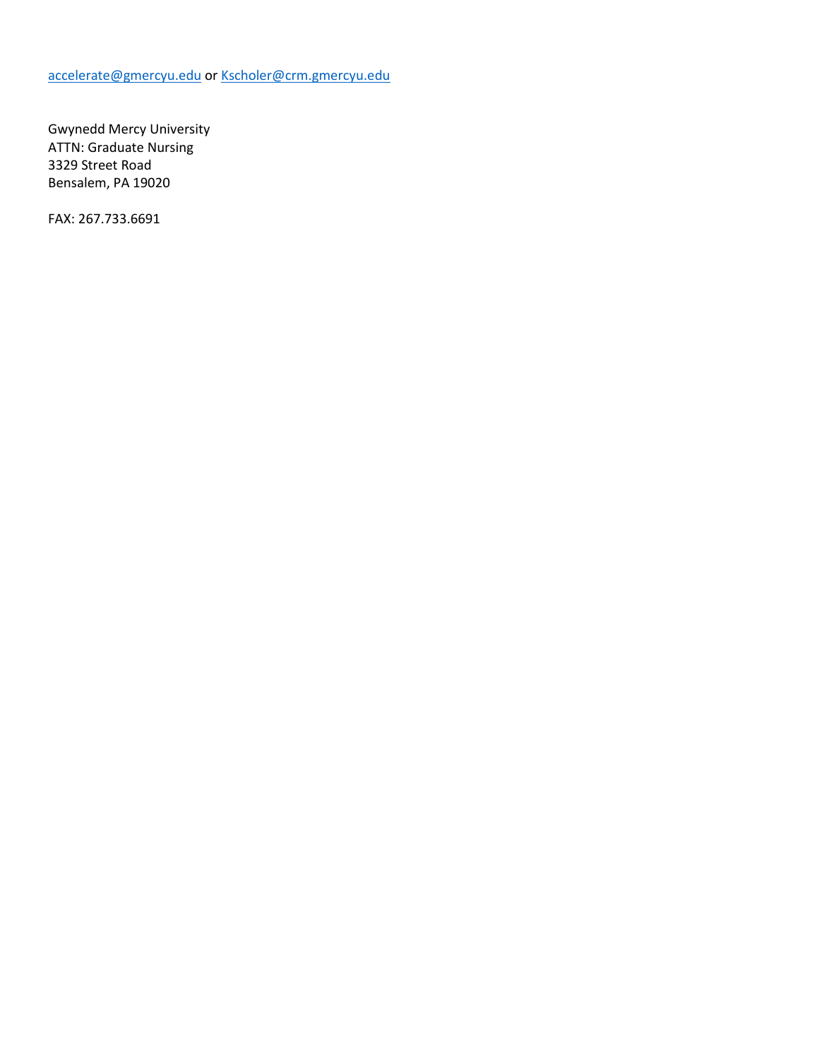accelerate@gmercyu.edu or Kscholer@crm.gmercyu.edu

Gwynedd Mercy University  
ATTN: Graduate Nursing  
3329 Street Road  
Bensalem, PA 19020

FAX: 267.733.6691